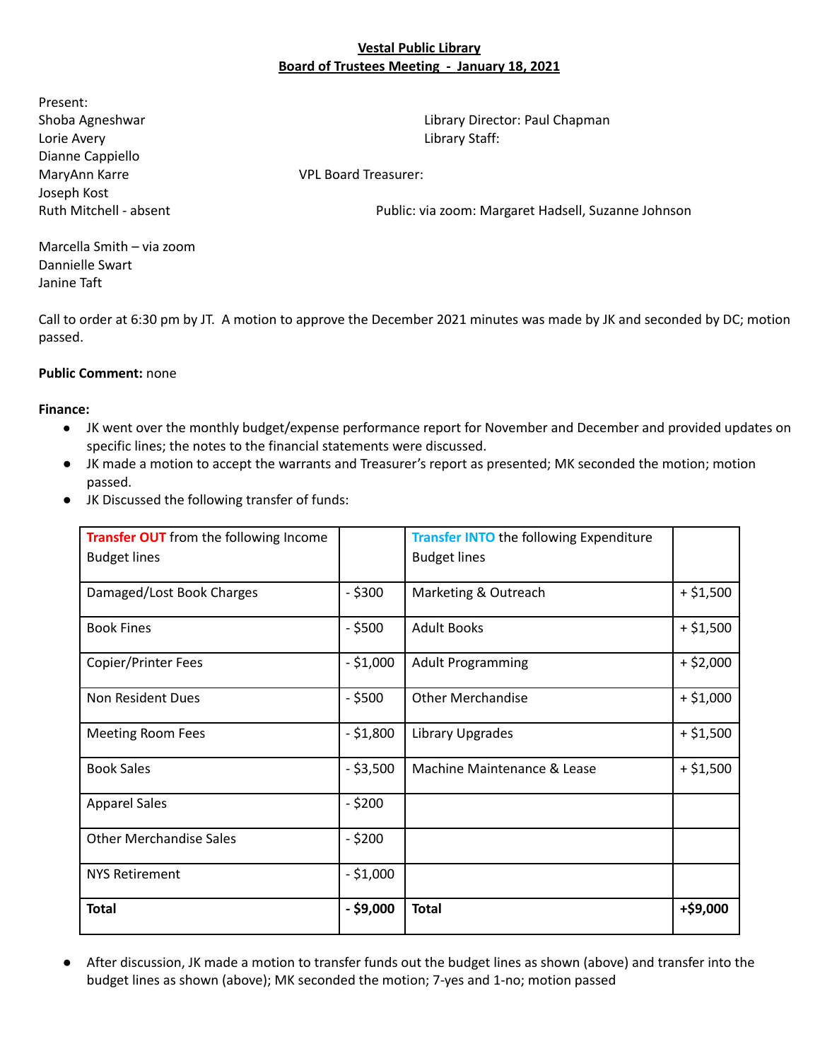**Vestal Public Library**
**Board of Trustees Meeting - January 18, 2021**

Present:
Shoba Agneshwar
Lorie Avery
Dianne Cappiello
MaryAnn Karre
Joseph Kost
Ruth Mitchell - absent

Marcella Smith – via zoom
Dannielle Swart
Janine Taft

Library Director: Paul Chapman
Library Staff:

VPL Board Treasurer:

Public: via zoom: Margaret Hadsell, Suzanne Johnson

Call to order at 6:30 pm by JT. A motion to approve the December 2021 minutes was made by JK and seconded by DC; motion passed.

**Public Comment:** none

**Finance:**

- JK went over the monthly budget/expense performance report for November and December and provided updates on specific lines; the notes to the financial statements were discussed.
- JK made a motion to accept the warrants and Treasurer's report as presented; MK seconded the motion; motion passed.
- JK Discussed the following transfer of funds:

| Transfer OUT from the following Income Budget lines | | Transfer INTO the following Expenditure Budget lines | |
|---|---|---|---|
| Damaged/Lost Book Charges | - $300 | Marketing & Outreach | + $1,500 |
| Book Fines | - $500 | Adult Books | + $1,500 |
| Copier/Printer Fees | - $1,000 | Adult Programming | + $2,000 |
| Non Resident Dues | - $500 | Other Merchandise | + $1,000 |
| Meeting Room Fees | - $1,800 | Library Upgrades | + $1,500 |
| Book Sales | - $3,500 | Machine Maintenance & Lease | + $1,500 |
| Apparel Sales | - $200 | | |
| Other Merchandise Sales | - $200 | | |
| NYS Retirement | - $1,000 | | |
| **Total** | **- $9,000** | **Total** | **+$9,000** |

- After discussion, JK made a motion to transfer funds out the budget lines as shown (above) and transfer into the budget lines as shown (above); MK seconded the motion; 7-yes and 1-no; motion passed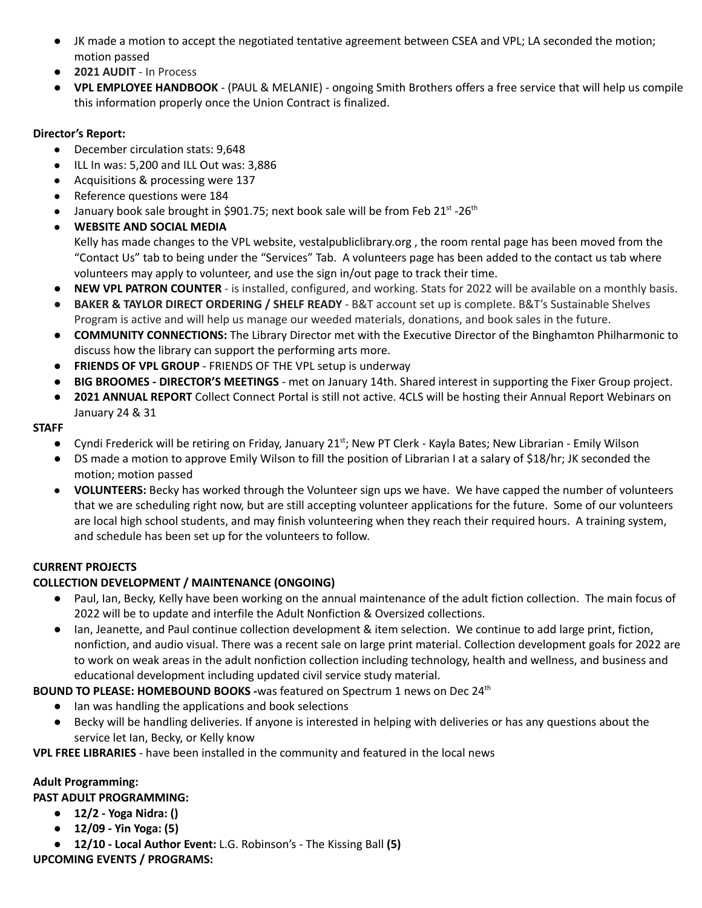- JK made a motion to accept the negotiated tentative agreement between CSEA and VPL; LA seconded the motion; motion passed
- **2021 AUDIT** - In Process
- **VPL EMPLOYEE HANDBOOK** - (PAUL & MELANIE) - ongoing Smith Brothers offers a free service that will help us compile this information properly once the Union Contract is finalized.

**Director's Report:**

- December circulation stats: 9,648
- ILL In was: 5,200 and ILL Out was: 3,886
- Acquisitions & processing were 137
- Reference questions were 184
- January book sale brought in $901.75; next book sale will be from Feb 21st -26th
- **WEBSITE AND SOCIAL MEDIA**
  Kelly has made changes to the VPL website, vestalpubliclibrary.org , the room rental page has been moved from the "Contact Us" tab to being under the "Services" Tab. A volunteers page has been added to the contact us tab where volunteers may apply to volunteer, and use the sign in/out page to track their time.
- **NEW VPL PATRON COUNTER** - is installed, configured, and working. Stats for 2022 will be available on a monthly basis.
- **BAKER & TAYLOR DIRECT ORDERING / SHELF READY** - B&T account set up is complete. B&T's Sustainable Shelves Program is active and will help us manage our weeded materials, donations, and book sales in the future.
- **COMMUNITY CONNECTIONS:** The Library Director met with the Executive Director of the Binghamton Philharmonic to discuss how the library can support the performing arts more.
- **FRIENDS OF VPL GROUP** - FRIENDS OF THE VPL setup is underway
- **BIG BROOMES - DIRECTOR'S MEETINGS** - met on January 14th. Shared interest in supporting the Fixer Group project.
- **2021 ANNUAL REPORT** Collect Connect Portal is still not active. 4CLS will be hosting their Annual Report Webinars on January 24 & 31

**STAFF**

- Cyndi Frederick will be retiring on Friday, January 21st; New PT Clerk - Kayla Bates; New Librarian - Emily Wilson
- DS made a motion to approve Emily Wilson to fill the position of Librarian I at a salary of $18/hr; JK seconded the motion; motion passed
- **VOLUNTEERS:** Becky has worked through the Volunteer sign ups we have. We have capped the number of volunteers that we are scheduling right now, but are still accepting volunteer applications for the future. Some of our volunteers are local high school students, and may finish volunteering when they reach their required hours. A training system, and schedule has been set up for the volunteers to follow.

**CURRENT PROJECTS**

**COLLECTION DEVELOPMENT / MAINTENANCE (ONGOING)**

- Paul, Ian, Becky, Kelly have been working on the annual maintenance of the adult fiction collection. The main focus of 2022 will be to update and interfile the Adult Nonfiction & Oversized collections.
- Ian, Jeanette, and Paul continue collection development & item selection. We continue to add large print, fiction, nonfiction, and audio visual. There was a recent sale on large print material. Collection development goals for 2022 are to work on weak areas in the adult nonfiction collection including technology, health and wellness, and business and educational development including updated civil service study material.

**BOUND TO PLEASE: HOMEBOUND BOOKS -**was featured on Spectrum 1 news on Dec 24th

- Ian was handling the applications and book selections
- Becky will be handling deliveries. If anyone is interested in helping with deliveries or has any questions about the service let Ian, Becky, or Kelly know

**VPL FREE LIBRARIES** - have been installed in the community and featured in the local news

**Adult Programming:**

**PAST ADULT PROGRAMMING:**

- **12/2 - Yoga Nidra: ()**
- **12/09 - Yin Yoga: (5)**
- **12/10 - Local Author Event:** L.G. Robinson's - The Kissing Ball **(5)**

**UPCOMING EVENTS / PROGRAMS:**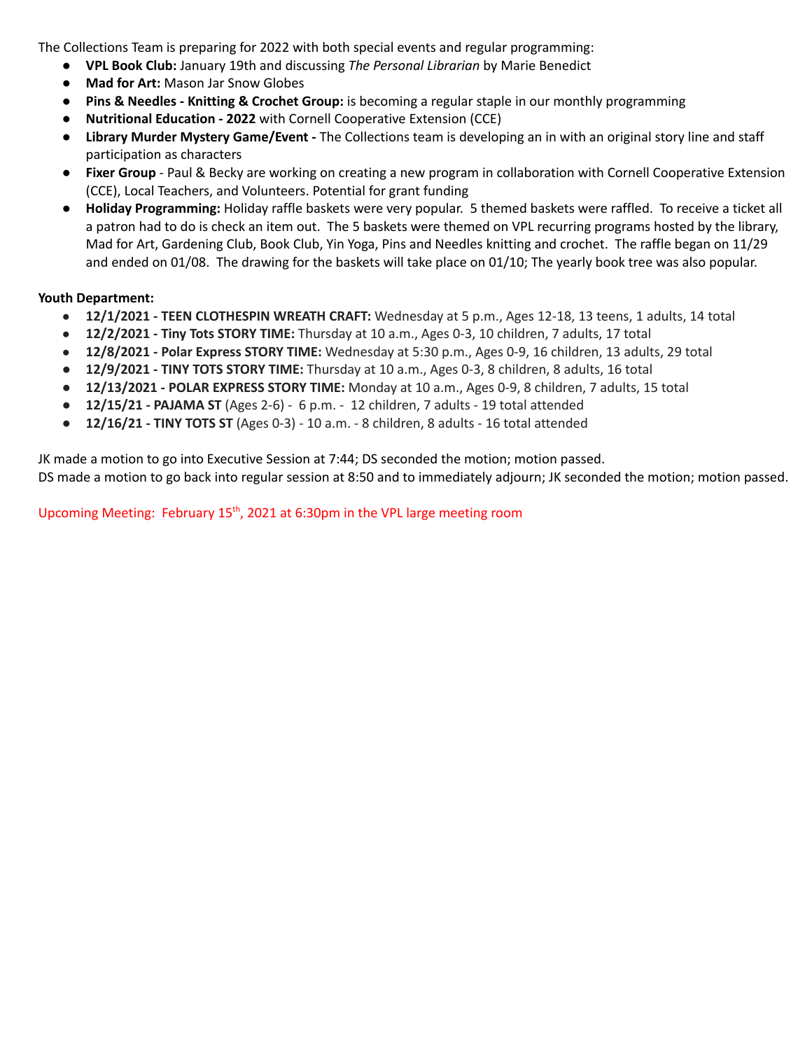The Collections Team is preparing for 2022 with both special events and regular programming:

- **VPL Book Club:** January 19th and discussing *The Personal Librarian* by Marie Benedict
- **Mad for Art:** Mason Jar Snow Globes
- **Pins & Needles - Knitting & Crochet Group:** is becoming a regular staple in our monthly programming
- **Nutritional Education - 2022** with Cornell Cooperative Extension (CCE)
- **Library Murder Mystery Game/Event -** The Collections team is developing an in with an original story line and staff participation as characters
- **Fixer Group** - Paul & Becky are working on creating a new program in collaboration with Cornell Cooperative Extension (CCE), Local Teachers, and Volunteers. Potential for grant funding
- **Holiday Programming:** Holiday raffle baskets were very popular. 5 themed baskets were raffled. To receive a ticket all a patron had to do is check an item out. The 5 baskets were themed on VPL recurring programs hosted by the library, Mad for Art, Gardening Club, Book Club, Yin Yoga, Pins and Needles knitting and crochet. The raffle began on 11/29 and ended on 01/08. The drawing for the baskets will take place on 01/10; The yearly book tree was also popular.

**Youth Department:**

- **12/1/2021 - TEEN CLOTHESPIN WREATH CRAFT:** Wednesday at 5 p.m., Ages 12-18, 13 teens, 1 adults, 14 total
- **12/2/2021 - Tiny Tots STORY TIME:** Thursday at 10 a.m., Ages 0-3, 10 children, 7 adults, 17 total
- **12/8/2021 - Polar Express STORY TIME:** Wednesday at 5:30 p.m., Ages 0-9, 16 children, 13 adults, 29 total
- **12/9/2021 - TINY TOTS STORY TIME:** Thursday at 10 a.m., Ages 0-3, 8 children, 8 adults, 16 total
- **12/13/2021 - POLAR EXPRESS STORY TIME:** Monday at 10 a.m., Ages 0-9, 8 children, 7 adults, 15 total
- **12/15/21 - PAJAMA ST** (Ages 2-6) - 6 p.m. - 12 children, 7 adults - 19 total attended
- **12/16/21 - TINY TOTS ST** (Ages 0-3) - 10 a.m. - 8 children, 8 adults - 16 total attended

JK made a motion to go into Executive Session at 7:44; DS seconded the motion; motion passed.
DS made a motion to go back into regular session at 8:50 and to immediately adjourn; JK seconded the motion; motion passed.

Upcoming Meeting: February 15th, 2021 at 6:30pm in the VPL large meeting room